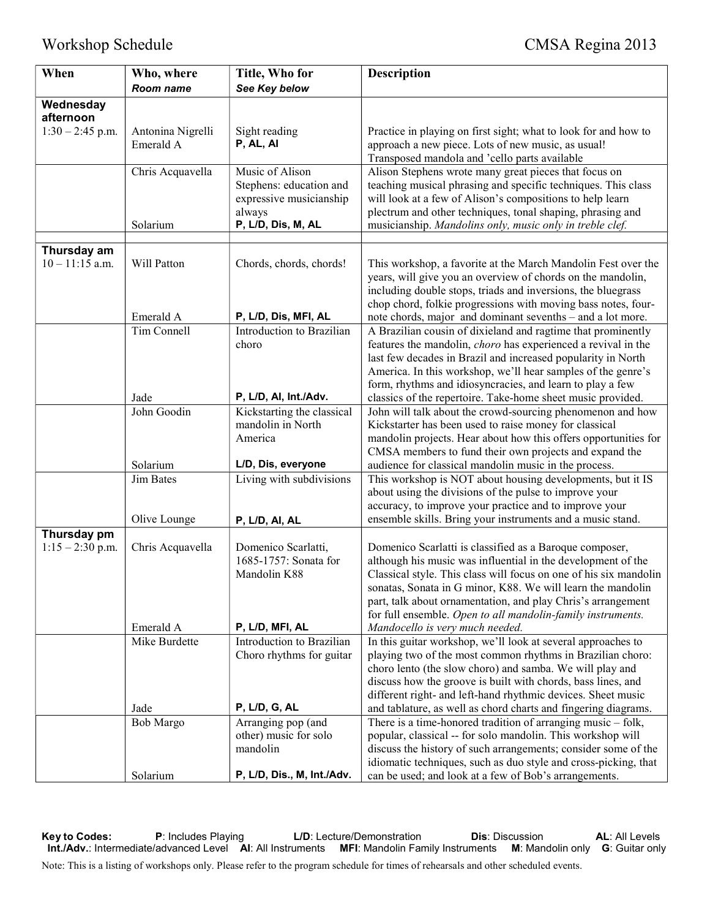Workshop Schedule CMSA Regina 2013

| When | Who, where *Room name* | Title, Who for *See Key below* | Description |
|---|---|---|---|
| **Wednesday afternoon** | | | |
| 1:30 – 2:45 p.m. | Antonina Nigrelli Emerald A | Sight reading **P, AL, AI** | Practice in playing on first sight; what to look for and how to approach a new piece. Lots of new music, as usual! Transposed mandola and 'cello parts available |
| | Chris Acquavella Solarium | Music of Alison Stephens: education and expressive musicianship always **P, L/D, Dis, M, AL** | Alison Stephens wrote many great pieces that focus on teaching musical phrasing and specific techniques. This class will look at a few of Alison's compositions to help learn plectrum and other techniques, tonal shaping, phrasing and musicianship. *Mandolins only, music only in treble clef.* |
| **Thursday am** | | | |
| 10 – 11:15 a.m. | Will Patton Emerald A | Chords, chords, chords! **P, L/D, Dis, MFI, AL** | This workshop, a favorite at the March Mandolin Fest over the years, will give you an overview of chords on the mandolin, including double stops, triads and inversions, the bluegrass chop chord, folkie progressions with moving bass notes, four-note chords, major and dominant sevenths – and a lot more. |
| | Tim Connell Jade | Introduction to Brazilian choro **P, L/D, AI, Int./Adv.** | A Brazilian cousin of dixieland and ragtime that prominently features the mandolin, *choro* has experienced a revival in the last few decades in Brazil and increased popularity in North America. In this workshop, we'll hear samples of the genre's form, rhythms and idiosyncracies, and learn to play a few classics of the repertoire. Take-home sheet music provided. |
| | John Goodin Solarium | Kickstarting the classical mandolin in North America **L/D, Dis, everyone** | John will talk about the crowd-sourcing phenomenon and how Kickstarter has been used to raise money for classical mandolin projects. Hear about how this offers opportunities for CMSA members to fund their own projects and expand the audience for classical mandolin music in the process. |
| | Jim Bates Olive Lounge | Living with subdivisions **P, L/D, AI, AL** | This workshop is NOT about housing developments, but it IS about using the divisions of the pulse to improve your accuracy, to improve your practice and to improve your ensemble skills. Bring your instruments and a music stand. |
| **Thursday pm** | | | |
| 1:15 – 2:30 p.m. | Chris Acquavella Emerald A | Domenico Scarlatti, 1685-1757: Sonata for Mandolin K88 **P, L/D, MFI, AL** | Domenico Scarlatti is classified as a Baroque composer, although his music was influential in the development of the Classical style. This class will focus on one of his six mandolin sonatas, Sonata in G minor, K88. We will learn the mandolin part, talk about ornamentation, and play Chris's arrangement for full ensemble. *Open to all mandolin-family instruments. Mandocello is very much needed.* |
| | Mike Burdette Jade | Introduction to Brazilian Choro rhythms for guitar **P, L/D, G, AL** | In this guitar workshop, we'll look at several approaches to playing two of the most common rhythms in Brazilian choro: choro lento (the slow choro) and samba. We will play and discuss how the groove is built with chords, bass lines, and different right- and left-hand rhythmic devices. Sheet music and tablature, as well as chord charts and fingering diagrams. |
| | Bob Margo Solarium | Arranging pop (and other) music for solo mandolin **P, L/D, Dis., M, Int./Adv.** | There is a time-honored tradition of arranging music – folk, popular, classical -- for solo mandolin. This workshop will discuss the history of such arrangements; consider some of the idiomatic techniques, such as duo style and cross-picking, that can be used; and look at a few of Bob's arrangements. |

**Key to Codes:** **P**: Includes Playing **L/D**: Lecture/Demonstration **Dis**: Discussion **AL**: All Levels **Int./Adv.**: Intermediate/advanced Level **AI**: All Instruments **MFI**: Mandolin Family Instruments **M**: Mandolin only **G**: Guitar only

Note: This is a listing of workshops only. Please refer to the program schedule for times of rehearsals and other scheduled events.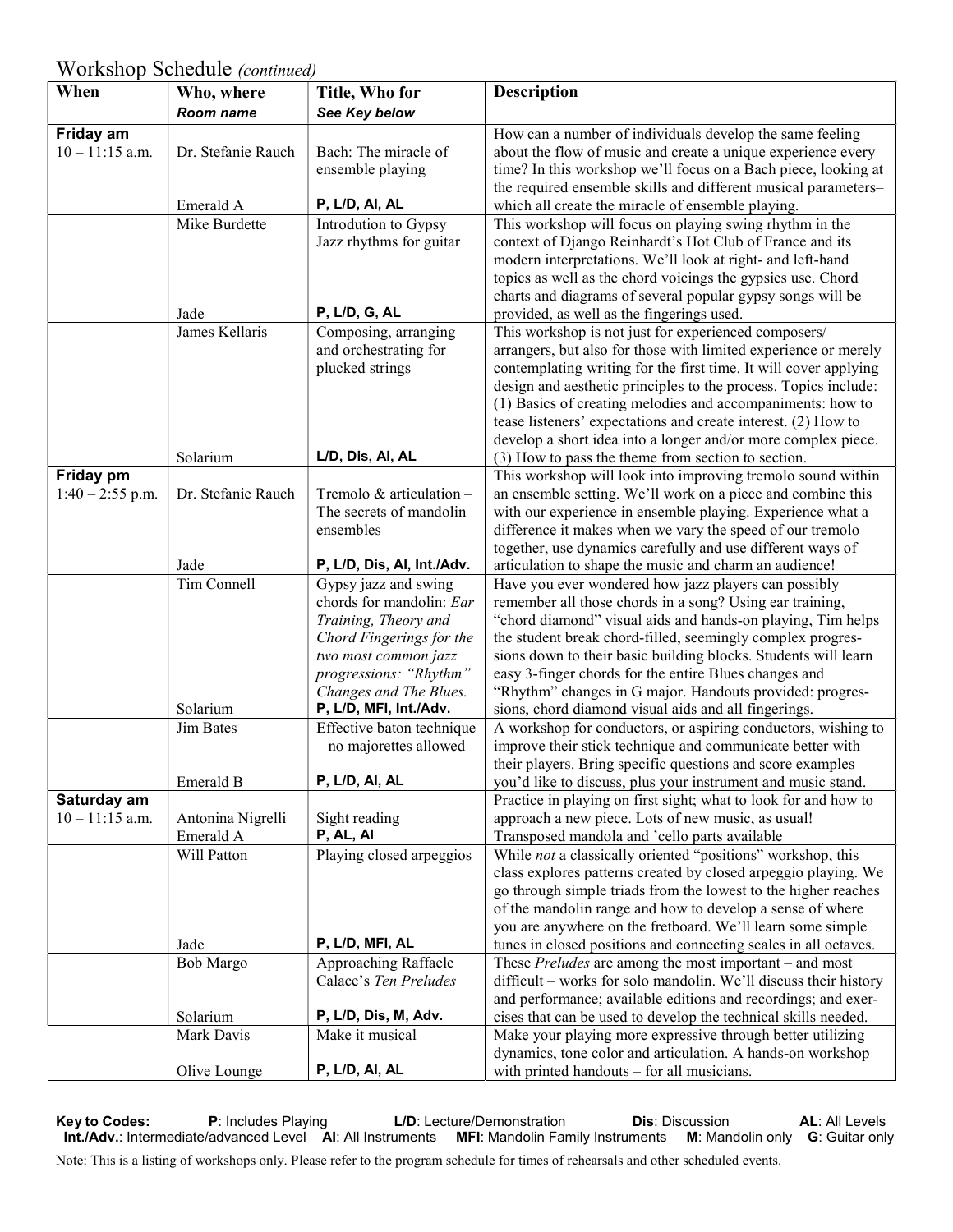# Workshop Schedule *(continued)*

| When | Who, where<br>*Room name* | Title, Who for<br>*See Key below* | Description |
|---|---|---|---|
| **Friday am**<br>10 – 11:15 a.m. | Dr. Stefanie Rauch<br>Emerald A | Bach: The miracle of ensemble playing<br>**P, L/D, AI, AL** | How can a number of individuals develop the same feeling about the flow of music and create a unique experience every time? In this workshop we'll focus on a Bach piece, looking at the required ensemble skills and different musical parameters–which all create the miracle of ensemble playing. |
| | Mike Burdette<br>Jade | Introdution to Gypsy Jazz rhythms for guitar<br>**P, L/D, G, AL** | This workshop will focus on playing swing rhythm in the context of Django Reinhardt's Hot Club of France and its modern interpretations. We'll look at right- and left-hand topics as well as the chord voicings the gypsies use. Chord charts and diagrams of several popular gypsy songs will be provided, as well as the fingerings used. |
| | James Kellaris<br>Solarium | Composing, arranging and orchestrating for plucked strings<br>**L/D, Dis, AI, AL** | This workshop is not just for experienced composers/ arrangers, but also for those with limited experience or merely contemplating writing for the first time. It will cover applying design and aesthetic principles to the process. Topics include: (1) Basics of creating melodies and accompaniments: how to tease listeners' expectations and create interest. (2) How to develop a short idea into a longer and/or more complex piece. (3) How to pass the theme from section to section. |
| **Friday pm**<br>1:40 – 2:55 p.m. | Dr. Stefanie Rauch<br>Jade | Tremolo & articulation – The secrets of mandolin ensembles<br>**P, L/D, Dis, AI, Int./Adv.** | This workshop will look into improving tremolo sound within an ensemble setting. We'll work on a piece and combine this with our experience in ensemble playing. Experience what a difference it makes when we vary the speed of our tremolo together, use dynamics carefully and use different ways of articulation to shape the music and charm an audience! |
| | Tim Connell<br>Solarium | Gypsy jazz and swing chords for mandolin: *Ear Training, Theory and Chord Fingerings for the two most common jazz progressions: "Rhythm" Changes and The Blues.*<br>**P, L/D, MFI, Int./Adv.** | Have you ever wondered how jazz players can possibly remember all those chords in a song? Using ear training, "chord diamond" visual aids and hands-on playing, Tim helps the student break chord-filled, seemingly complex progressions down to their basic building blocks. Students will learn easy 3-finger chords for the entire Blues changes and "Rhythm" changes in G major. Handouts provided: progressions, chord diamond visual aids and all fingerings. |
| | Jim Bates<br>Emerald B | Effective baton technique – no majorettes allowed<br>**P, L/D, AI, AL** | A workshop for conductors, or aspiring conductors, wishing to improve their stick technique and communicate better with their players. Bring specific questions and score examples you'd like to discuss, plus your instrument and music stand. |
| **Saturday am**<br>10 – 11:15 a.m. | Antonina Nigrelli<br>Emerald A | Sight reading<br>**P, AL, AI** | Practice in playing on first sight; what to look for and how to approach a new piece. Lots of new music, as usual! Transposed mandola and 'cello parts available |
| | Will Patton<br>Jade | Playing closed arpeggios<br>**P, L/D, MFI, AL** | While *not* a classically oriented "positions" workshop, this class explores patterns created by closed arpeggio playing. We go through simple triads from the lowest to the higher reaches of the mandolin range and how to develop a sense of where you are anywhere on the fretboard. We'll learn some simple tunes in closed positions and connecting scales in all octaves. |
| | Bob Margo<br>Solarium | Approaching Raffaele Calace's *Ten Preludes*<br>**P, L/D, Dis, M, Adv.** | These *Preludes* are among the most important – and most difficult – works for solo mandolin. We'll discuss their history and performance; available editions and recordings; and exercises that can be used to develop the technical skills needed. |
| | Mark Davis<br>Olive Lounge | Make it musical<br>**P, L/D, AI, AL** | Make your playing more expressive through better utilizing dynamics, tone color and articulation. A hands-on workshop with printed handouts – for all musicians. |

**Key to Codes:** **P**: Includes Playing **L/D**: Lecture/Demonstration **Dis**: Discussion **AL**: All Levels **Int./Adv.**: Intermediate/advanced Level **AI**: All Instruments **MFI**: Mandolin Family Instruments **M**: Mandolin only **G**: Guitar only

Note: This is a listing of workshops only. Please refer to the program schedule for times of rehearsals and other scheduled events.